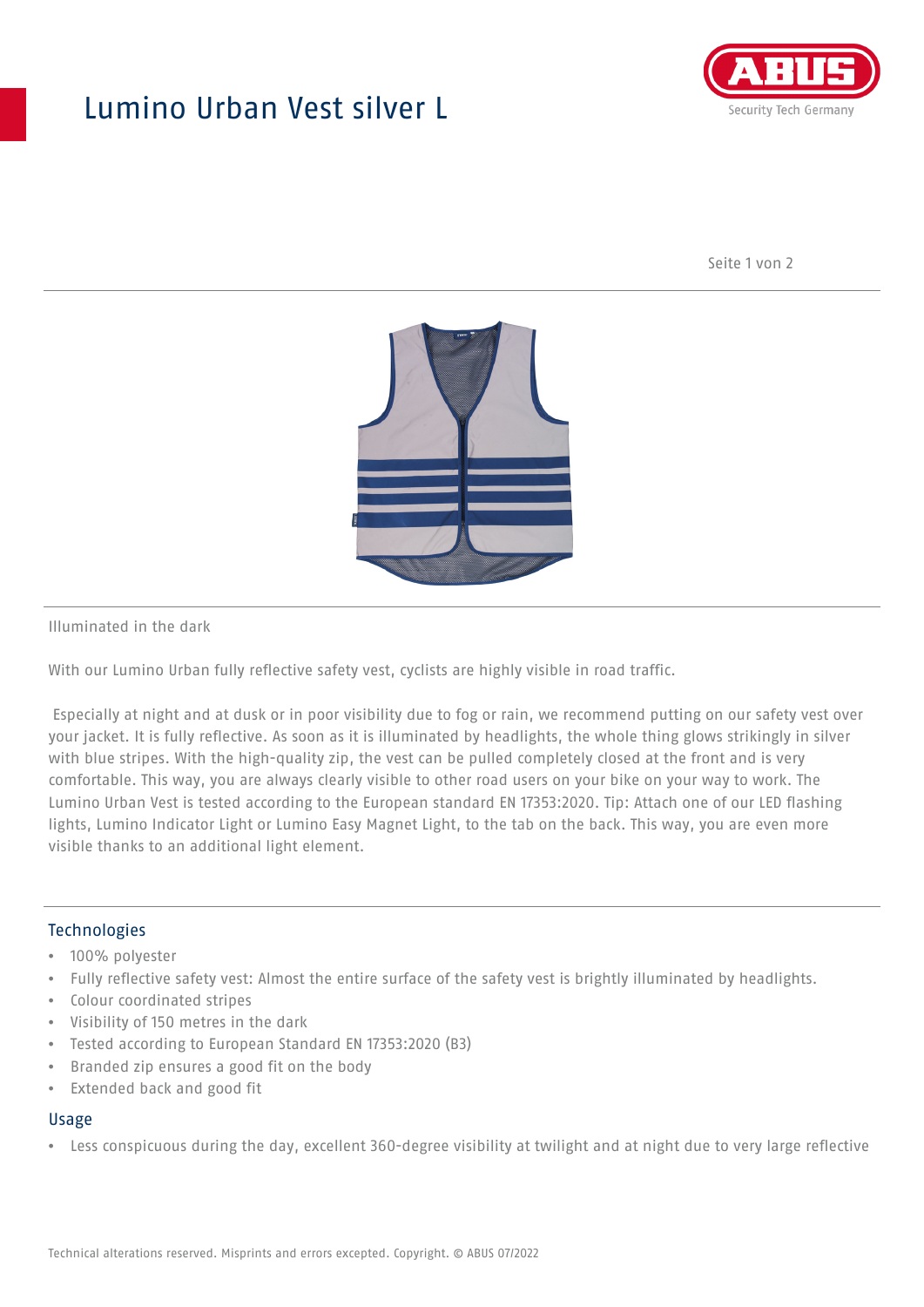# Lumino Urban Vest silver L

Illuminated in the dark

With our Lumino Urban fully reflective safety vest, cyclists are highly visible in road traffic.

Especially at night and at dusk or in poor visibility due to fog or rain, we recommend putting on our safety vest over your jacket. It is fully reflective. As soon as it is illuminated by headlights, the whole thing glows strikingly in silver with blue stripes. With the high-quality zip, the vest can be pulled completely closed at the front and is very comfortable. This way, you are always clearly visible to other road users on your bike on your way to work. The Lumino Urban Vest is tested according to the European standard EN 17353:2020. Tip: Attach one of our LED flashing lights, Lumino Indicator Light or Lumino Easy Magnet Light, to the tab on the back. This way, you are even more visible thanks to an additional light element.

## Technologies

- 100% polyester
- Fully reflective safety vest: Almost the entire surface of the safety vest is brightly illuminated by headlights.
- Colour coordinated stripes
- Visibility of 150 metres in the dark
- Tested according to European Standard EN 17353:2020 (B3)
- Branded zip ensures a good fit on the body
- Extended back and good fit

## Usage

- Less conspicuous during the day, excellent 360-degree visibility at twilight and at night due to very large reflective

Technical alterations reserved. Misprints and errors excepted. Copyright. © ABUS 07/2022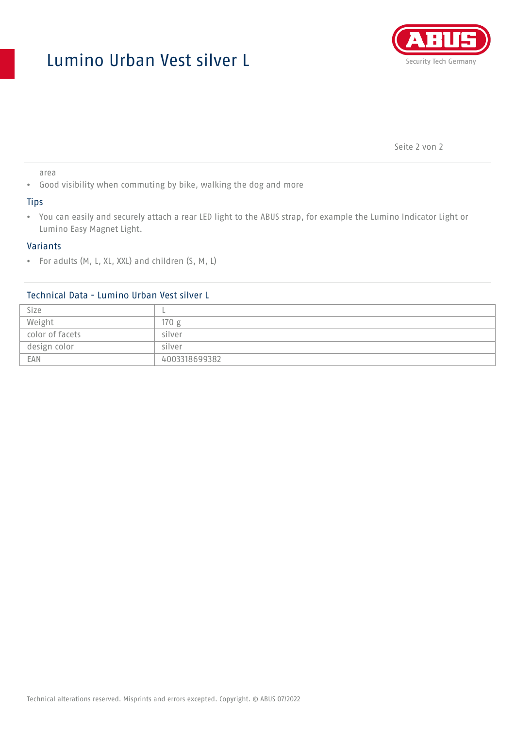area

- Good visibility when commuting by bike, walking the dog and more

## Tips

- You can easily and securely attach a rear LED light to the ABUS strap, for example the Lumino Indicator Light or Lumino Easy Magnet Light.

## Variants

- For adults (M, L, XL, XXL) and children (S, M, L)

## Technical Data - Lumino Urban Vest silver L

| | |
|---|---|
| Size | L |
| Weight | 170 g |
| color of facets | silver |
| design color | silver |
| EAN | 4003318699382 |

Technical alterations reserved. Misprints and errors excepted. Copyright. © ABUS 07/2022